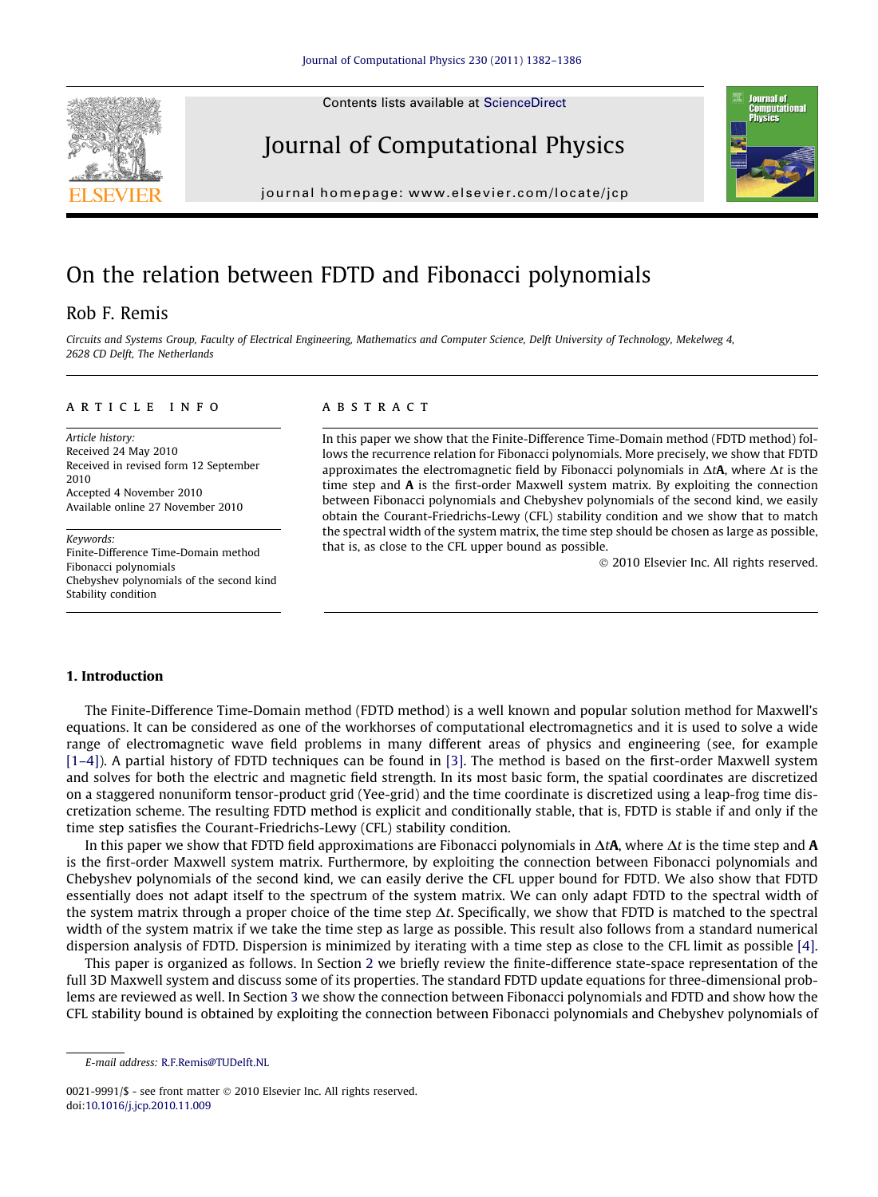# On the relation between FDTD and Fibonacci polynomials

Rob F. Remis

*Circuits and Systems Group, Faculty of Electrical Engineering, Mathematics and Computer Science, Delft University of Technology, Mekelweg 4, 2628 CD Delft, The Netherlands*

## ARTICLE INFO

*Article history:*
Received 24 May 2010
Received in revised form 12 September 2010
Accepted 4 November 2010
Available online 27 November 2010

*Keywords:*
Finite-Difference Time-Domain method
Fibonacci polynomials
Chebyshev polynomials of the second kind
Stability condition

## ABSTRACT

In this paper we show that the Finite-Difference Time-Domain method (FDTD method) follows the recurrence relation for Fibonacci polynomials. More precisely, we show that FDTD approximates the electromagnetic field by Fibonacci polynomials in $\Delta t\mathbf{A}$, where $\Delta t$ is the time step and $\mathbf{A}$ is the first-order Maxwell system matrix. By exploiting the connection between Fibonacci polynomials and Chebyshev polynomials of the second kind, we easily obtain the Courant-Friedrichs-Lewy (CFL) stability condition and we show that to match the spectral width of the system matrix, the time step should be chosen as large as possible, that is, as close to the CFL upper bound as possible.

© 2010 Elsevier Inc. All rights reserved.

## 1. Introduction

The Finite-Difference Time-Domain method (FDTD method) is a well known and popular solution method for Maxwell's equations. It can be considered as one of the workhorses of computational electromagnetics and it is used to solve a wide range of electromagnetic wave field problems in many different areas of physics and engineering (see, for example [1–4]). A partial history of FDTD techniques can be found in [3]. The method is based on the first-order Maxwell system and solves for both the electric and magnetic field strength. In its most basic form, the spatial coordinates are discretized on a staggered nonuniform tensor-product grid (Yee-grid) and the time coordinate is discretized using a leap-frog time discretization scheme. The resulting FDTD method is explicit and conditionally stable, that is, FDTD is stable if and only if the time step satisfies the Courant-Friedrichs-Lewy (CFL) stability condition.

In this paper we show that FDTD field approximations are Fibonacci polynomials in $\Delta t\mathbf{A}$, where $\Delta t$ is the time step and $\mathbf{A}$ is the first-order Maxwell system matrix. Furthermore, by exploiting the connection between Fibonacci polynomials and Chebyshev polynomials of the second kind, we can easily derive the CFL upper bound for FDTD. We also show that FDTD essentially does not adapt itself to the spectrum of the system matrix. We can only adapt FDTD to the spectral width of the system matrix through a proper choice of the time step $\Delta t$. Specifically, we show that FDTD is matched to the spectral width of the system matrix if we take the time step as large as possible. This result also follows from a standard numerical dispersion analysis of FDTD. Dispersion is minimized by iterating with a time step as close to the CFL limit as possible [4].

This paper is organized as follows. In Section 2 we briefly review the finite-difference state-space representation of the full 3D Maxwell system and discuss some of its properties. The standard FDTD update equations for three-dimensional problems are reviewed as well. In Section 3 we show the connection between Fibonacci polynomials and FDTD and show how the CFL stability bound is obtained by exploiting the connection between Fibonacci polynomials and Chebyshev polynomials of

E-mail address: R.F.Remis@TUDelft.NL

0021-9991/$ - see front matter © 2010 Elsevier Inc. All rights reserved.
doi:10.1016/j.jcp.2010.11.009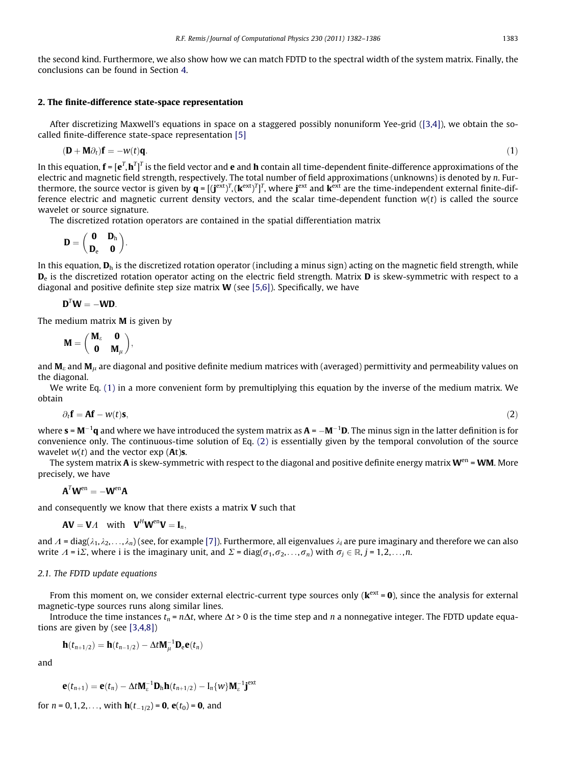the second kind. Furthermore, we also show how we can match FDTD to the spectral width of the system matrix. Finally, the conclusions can be found in Section 4.

## 2. The finite-difference state-space representation

After discretizing Maxwell's equations in space on a staggered possibly nonuniform Yee-grid ([3,4]), we obtain the so-called finite-difference state-space representation [5]

$$(\mathbf{D} + \mathbf{M}\partial_t)\mathbf{f} = -w(t)\mathbf{q}. \tag{1}$$

In this equation, $\mathbf{f} = [\mathbf{e}^T, \mathbf{h}^T]^T$ is the field vector and $\mathbf{e}$ and $\mathbf{h}$ contain all time-dependent finite-difference approximations of the electric and magnetic field strength, respectively. The total number of field approximations (unknowns) is denoted by $n$. Furthermore, the source vector is given by $\mathbf{q} = [(\mathbf{j}^{\text{ext}})^T, (\mathbf{k}^{\text{ext}})^T]^T$, where $\mathbf{j}^{\text{ext}}$ and $\mathbf{k}^{\text{ext}}$ are the time-independent external finite-difference electric and magnetic current density vectors, and the scalar time-dependent function $w(t)$ is called the source wavelet or source signature.

The discretized rotation operators are contained in the spatial differentiation matrix

$$\mathbf{D} = \begin{pmatrix} \mathbf{0} & \mathbf{D}_\text{h} \\ \mathbf{D}_\text{e} & \mathbf{0} \end{pmatrix}.$$

In this equation, $\mathbf{D}_\text{h}$ is the discretized rotation operator (including a minus sign) acting on the magnetic field strength, while $\mathbf{D}_\text{e}$ is the discretized rotation operator acting on the electric field strength. Matrix $\mathbf{D}$ is skew-symmetric with respect to a diagonal and positive definite step size matrix $\mathbf{W}$ (see [5,6]). Specifically, we have

$$\mathbf{D}^T\mathbf{W} = -\mathbf{W}\mathbf{D}.$$

The medium matrix $\mathbf{M}$ is given by

$$\mathbf{M} = \begin{pmatrix} \mathbf{M}_\varepsilon & \mathbf{0} \\ \mathbf{0} & \mathbf{M}_\mu \end{pmatrix},$$

and $\mathbf{M}_\varepsilon$ and $\mathbf{M}_\mu$ are diagonal and positive definite medium matrices with (averaged) permittivity and permeability values on the diagonal.

We write Eq. (1) in a more convenient form by premultiplying this equation by the inverse of the medium matrix. We obtain

$$\partial_t\mathbf{f} = \mathbf{A}\mathbf{f} - w(t)\mathbf{s}, \tag{2}$$

where $\mathbf{s} = \mathbf{M}^{-1}\mathbf{q}$ and where we have introduced the system matrix as $\mathbf{A} = -\mathbf{M}^{-1}\mathbf{D}$. The minus sign in the latter definition is for convenience only. The continuous-time solution of Eq. (2) is essentially given by the temporal convolution of the source wavelet $w(t)$ and the vector $\exp(\mathbf{A}t)\mathbf{s}$.

The system matrix $\mathbf{A}$ is skew-symmetric with respect to the diagonal and positive definite energy matrix $\mathbf{W}^{\text{en}} = \mathbf{W}\mathbf{M}$. More precisely, we have

$$\mathbf{A}^T\mathbf{W}^{\text{en}} = -\mathbf{W}^{\text{en}}\mathbf{A}$$

and consequently we know that there exists a matrix $\mathbf{V}$ such that

$$\mathbf{A}\mathbf{V} = \mathbf{V}\Lambda \quad \text{with} \quad \mathbf{V}^H\mathbf{W}^{\text{en}}\mathbf{V} = \mathbf{I}_n,$$

and $\Lambda = \text{diag}(\lambda_1, \lambda_2, \ldots, \lambda_n)$ (see, for example [7]). Furthermore, all eigenvalues $\lambda_i$ are pure imaginary and therefore we can also write $\Lambda = \text{i}\Sigma$, where i is the imaginary unit, and $\Sigma = \text{diag}(\sigma_1, \sigma_2, \ldots, \sigma_n)$ with $\sigma_j \in \mathbb{R}$, $j = 1, 2, \ldots, n$.

### 2.1. The FDTD update equations

From this moment on, we consider external electric-current type sources only ($\mathbf{k}^{\text{ext}} = \mathbf{0}$), since the analysis for external magnetic-type sources runs along similar lines.

Introduce the time instances $t_n = n\Delta t$, where $\Delta t > 0$ is the time step and $n$ a nonnegative integer. The FDTD update equations are given by (see [3,4,8])

$$\mathbf{h}(t_{n+1/2}) = \mathbf{h}(t_{n-1/2}) - \Delta t\mathbf{M}_\mu^{-1}\mathbf{D}_\text{e}\mathbf{e}(t_n)$$

and

$$\mathbf{e}(t_{n+1}) = \mathbf{e}(t_n) - \Delta t\mathbf{M}_\varepsilon^{-1}\mathbf{D}_\text{h}\mathbf{h}(t_{n+1/2}) - \text{I}_n\{w\}\mathbf{M}_\varepsilon^{-1}\mathbf{j}^{\text{ext}}$$

for $n = 0, 1, 2, \ldots$, with $\mathbf{h}(t_{-1/2}) = \mathbf{0}$, $\mathbf{e}(t_0) = \mathbf{0}$, and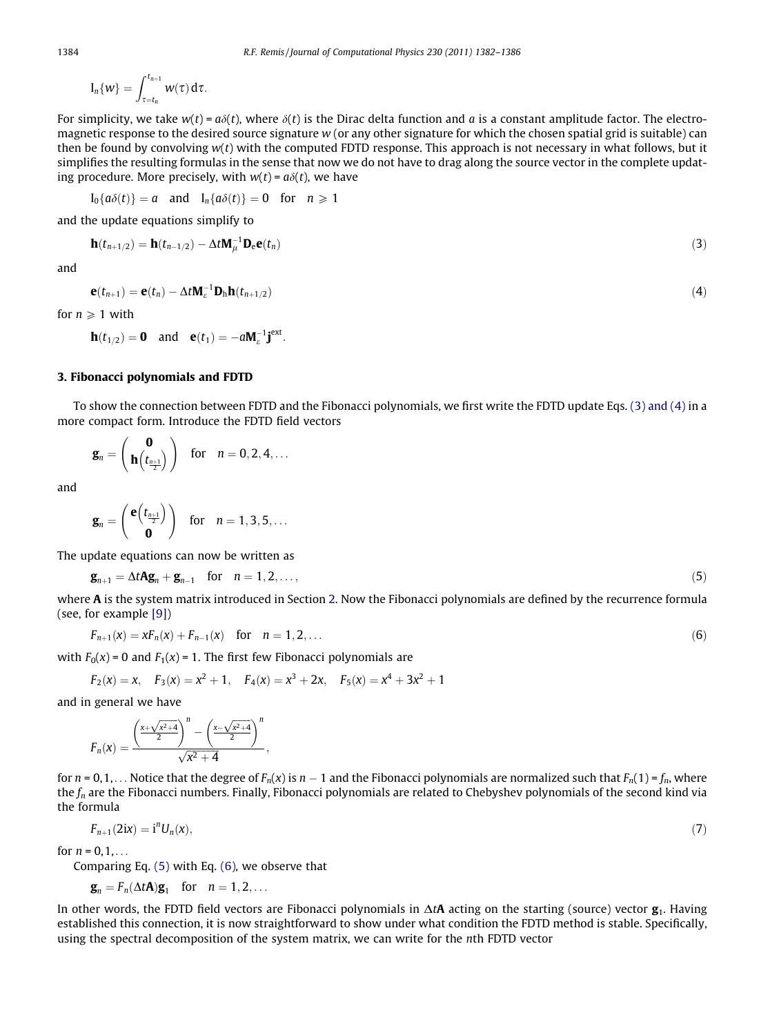$$\mathrm{I}_n\{w\} = \int_{\tau=t_n}^{t_{n+1}} w(\tau)\,\mathrm{d}\tau.$$

For simplicity, we take $w(t) = a\delta(t)$, where $\delta(t)$ is the Dirac delta function and $a$ is a constant amplitude factor. The electromagnetic response to the desired source signature $w$ (or any other signature for which the chosen spatial grid is suitable) can then be found by convolving $w(t)$ with the computed FDTD response. This approach is not necessary in what follows, but it simplifies the resulting formulas in the sense that now we do not have to drag along the source vector in the complete updating procedure. More precisely, with $w(t) = a\delta(t)$, we have

$$\mathrm{I}_0\{a\delta(t)\} = a \quad \text{and} \quad \mathrm{I}_n\{a\delta(t)\} = 0 \quad \text{for} \quad n \geqslant 1$$

and the update equations simplify to

$$\mathbf{h}(t_{n+1/2}) = \mathbf{h}(t_{n-1/2}) - \Delta t \mathbf{M}_\mu^{-1}\mathbf{D}_\mathrm{e}\mathbf{e}(t_n) \tag{3}$$

and

$$\mathbf{e}(t_{n+1}) = \mathbf{e}(t_n) - \Delta t \mathbf{M}_\varepsilon^{-1}\mathbf{D}_\mathrm{h}\mathbf{h}(t_{n+1/2}) \tag{4}$$

for $n \geqslant 1$ with

$$\mathbf{h}(t_{1/2}) = \mathbf{0} \quad \text{and} \quad \mathbf{e}(t_1) = -a\mathbf{M}_\varepsilon^{-1}\mathbf{j}^{\mathrm{ext}}.$$

### 3. Fibonacci polynomials and FDTD

To show the connection between FDTD and the Fibonacci polynomials, we first write the FDTD update Eqs. (3) and (4) in a more compact form. Introduce the FDTD field vectors

$$\mathbf{g}_n = \begin{pmatrix} \mathbf{0} \\ \mathbf{h}\left(t_{\frac{n+1}{2}}\right) \end{pmatrix} \quad \text{for} \quad n = 0, 2, 4, \ldots$$

and

$$\mathbf{g}_n = \begin{pmatrix} \mathbf{e}\left(t_{\frac{n+1}{2}}\right) \\ \mathbf{0} \end{pmatrix} \quad \text{for} \quad n = 1, 3, 5, \ldots$$

The update equations can now be written as

$$\mathbf{g}_{n+1} = \Delta t \mathbf{A}\mathbf{g}_n + \mathbf{g}_{n-1} \quad \text{for} \quad n = 1, 2, \ldots, \tag{5}$$

where $\mathbf{A}$ is the system matrix introduced in Section 2. Now the Fibonacci polynomials are defined by the recurrence formula (see, for example [9])

$$F_{n+1}(x) = xF_n(x) + F_{n-1}(x) \quad \text{for} \quad n = 1, 2, \ldots \tag{6}$$

with $F_0(x) = 0$ and $F_1(x) = 1$. The first few Fibonacci polynomials are

$$F_2(x) = x, \quad F_3(x) = x^2 + 1, \quad F_4(x) = x^3 + 2x, \quad F_5(x) = x^4 + 3x^2 + 1$$

and in general we have

$$F_n(x) = \frac{\left(\frac{x+\sqrt{x^2+4}}{2}\right)^n - \left(\frac{x-\sqrt{x^2+4}}{2}\right)^n}{\sqrt{x^2+4}},$$

for $n = 0, 1, \ldots$ Notice that the degree of $F_n(x)$ is $n - 1$ and the Fibonacci polynomials are normalized such that $F_n(1) = f_n$, where the $f_n$ are the Fibonacci numbers. Finally, Fibonacci polynomials are related to Chebyshev polynomials of the second kind via the formula

$$F_{n+1}(2\mathrm{i}x) = \mathrm{i}^n U_n(x), \tag{7}$$

for $n = 0, 1, \ldots$

Comparing Eq. (5) with Eq. (6), we observe that

$$\mathbf{g}_n = F_n(\Delta t \mathbf{A})\mathbf{g}_1 \quad \text{for} \quad n = 1, 2, \ldots$$

In other words, the FDTD field vectors are Fibonacci polynomials in $\Delta t\mathbf{A}$ acting on the starting (source) vector $\mathbf{g}_1$. Having established this connection, it is now straightforward to show under what condition the FDTD method is stable. Specifically, using the spectral decomposition of the system matrix, we can write for the $n$th FDTD vector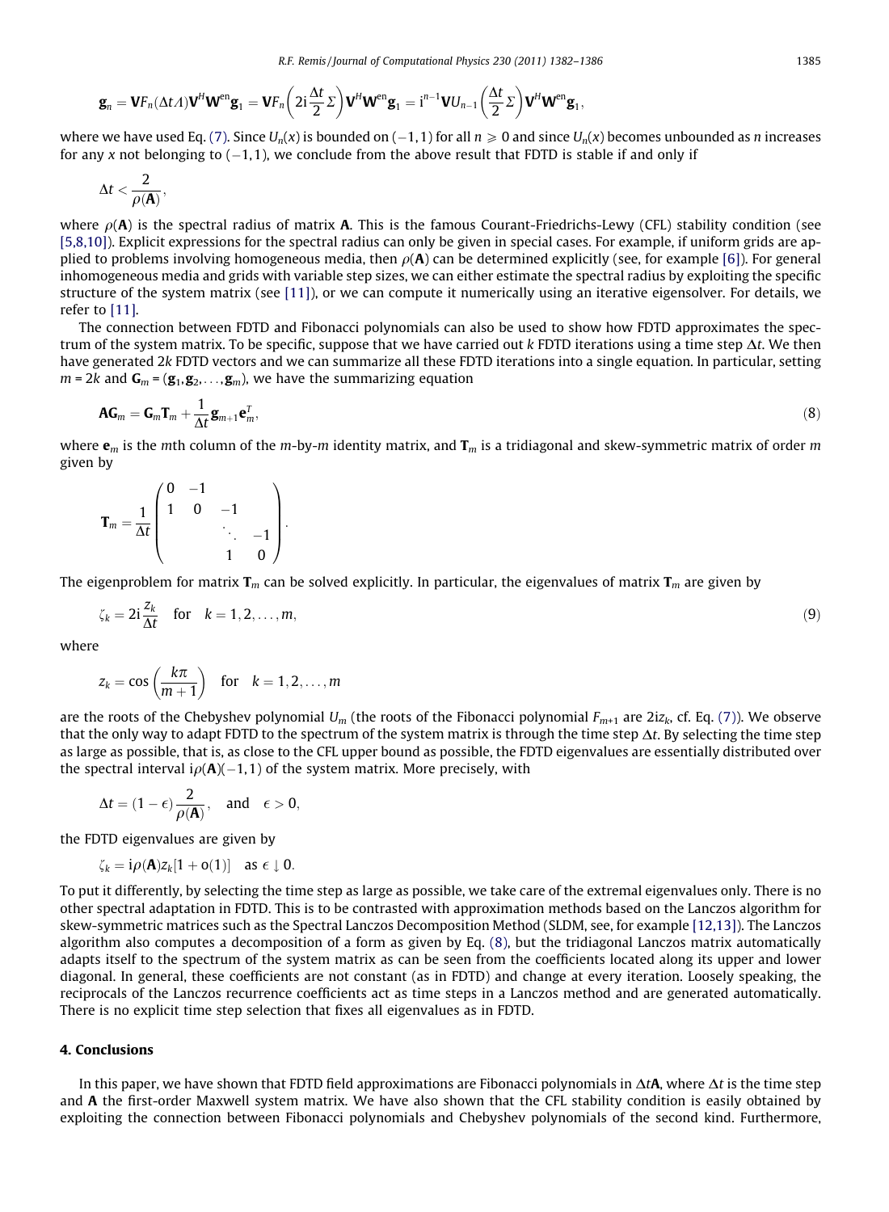$$\mathbf{g}_n = \mathbf{V}F_n(\Delta t \Lambda)\mathbf{V}^H\mathbf{W}^{\text{en}}\mathbf{g}_1 = \mathbf{V}F_n\left(2\mathrm{i}\frac{\Delta t}{2}\Sigma\right)\mathbf{V}^H\mathbf{W}^{\text{en}}\mathbf{g}_1 = \mathrm{i}^{n-1}\mathbf{V}U_{n-1}\left(\frac{\Delta t}{2}\Sigma\right)\mathbf{V}^H\mathbf{W}^{\text{en}}\mathbf{g}_1,$$

where we have used Eq. (7). Since $U_n(x)$ is bounded on $(-1,1)$ for all $n \geqslant 0$ and since $U_n(x)$ becomes unbounded as $n$ increases for any $x$ not belonging to $(-1,1)$, we conclude from the above result that FDTD is stable if and only if

$$\Delta t < \frac{2}{\rho(\mathbf{A})},$$

where $\rho(\mathbf{A})$ is the spectral radius of matrix $\mathbf{A}$. This is the famous Courant-Friedrichs-Lewy (CFL) stability condition (see [5,8,10]). Explicit expressions for the spectral radius can only be given in special cases. For example, if uniform grids are applied to problems involving homogeneous media, then $\rho(\mathbf{A})$ can be determined explicitly (see, for example [6]). For general inhomogeneous media and grids with variable step sizes, we can either estimate the spectral radius by exploiting the specific structure of the system matrix (see [11]), or we can compute it numerically using an iterative eigensolver. For details, we refer to [11].

The connection between FDTD and Fibonacci polynomials can also be used to show how FDTD approximates the spectrum of the system matrix. To be specific, suppose that we have carried out $k$ FDTD iterations using a time step $\Delta t$. We then have generated $2k$ FDTD vectors and we can summarize all these FDTD iterations into a single equation. In particular, setting $m = 2k$ and $\mathbf{G}_m = (\mathbf{g}_1, \mathbf{g}_2, \ldots, \mathbf{g}_m)$, we have the summarizing equation

$$\mathbf{A}\mathbf{G}_m = \mathbf{G}_m\mathbf{T}_m + \frac{1}{\Delta t}\mathbf{g}_{m+1}\mathbf{e}_m^T, \tag{8}$$

where $\mathbf{e}_m$ is the $m$th column of the $m$-by-$m$ identity matrix, and $\mathbf{T}_m$ is a tridiagonal and skew-symmetric matrix of order $m$ given by

$$\mathbf{T}_m = \frac{1}{\Delta t}\begin{pmatrix} 0 & -1 & & \\ 1 & 0 & -1 & \\ & & \ddots & -1 \\ & & 1 & 0 \end{pmatrix}.$$

The eigenproblem for matrix $\mathbf{T}_m$ can be solved explicitly. In particular, the eigenvalues of matrix $\mathbf{T}_m$ are given by

$$\zeta_k = 2\mathrm{i}\frac{z_k}{\Delta t} \quad \text{for} \quad k = 1, 2, \ldots, m, \tag{9}$$

where

$$z_k = \cos\left(\frac{k\pi}{m+1}\right) \quad \text{for} \quad k = 1, 2, \ldots, m$$

are the roots of the Chebyshev polynomial $U_m$ (the roots of the Fibonacci polynomial $F_{m+1}$ are $2\mathrm{i}z_k$, cf. Eq. (7)). We observe that the only way to adapt FDTD to the spectrum of the system matrix is through the time step $\Delta t$. By selecting the time step as large as possible, that is, as close to the CFL upper bound as possible, the FDTD eigenvalues are essentially distributed over the spectral interval $\mathrm{i}\rho(\mathbf{A})(-1,1)$ of the system matrix. More precisely, with

$$\Delta t = (1-\epsilon)\frac{2}{\rho(\mathbf{A})}, \quad \text{and} \quad \epsilon > 0,$$

the FDTD eigenvalues are given by

$$\zeta_k = \mathrm{i}\rho(\mathbf{A})z_k[1 + o(1)] \quad \text{as } \epsilon \downarrow 0.$$

To put it differently, by selecting the time step as large as possible, we take care of the extremal eigenvalues only. There is no other spectral adaptation in FDTD. This is to be contrasted with approximation methods based on the Lanczos algorithm for skew-symmetric matrices such as the Spectral Lanczos Decomposition Method (SLDM, see, for example [12,13]). The Lanczos algorithm also computes a decomposition of a form as given by Eq. (8), but the tridiagonal Lanczos matrix automatically adapts itself to the spectrum of the system matrix as can be seen from the coefficients located along its upper and lower diagonal. In general, these coefficients are not constant (as in FDTD) and change at every iteration. Loosely speaking, the reciprocals of the Lanczos recurrence coefficients act as time steps in a Lanczos method and are generated automatically. There is no explicit time step selection that fixes all eigenvalues as in FDTD.

## 4. Conclusions

In this paper, we have shown that FDTD field approximations are Fibonacci polynomials in $\Delta t\mathbf{A}$, where $\Delta t$ is the time step and $\mathbf{A}$ the first-order Maxwell system matrix. We have also shown that the CFL stability condition is easily obtained by exploiting the connection between Fibonacci polynomials and Chebyshev polynomials of the second kind. Furthermore,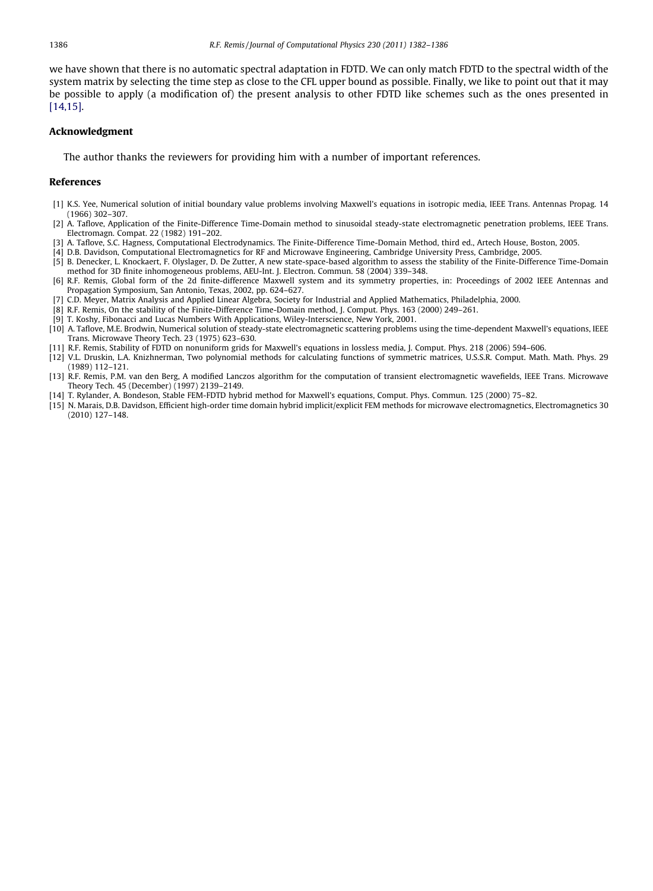we have shown that there is no automatic spectral adaptation in FDTD. We can only match FDTD to the spectral width of the system matrix by selecting the time step as close to the CFL upper bound as possible. Finally, we like to point out that it may be possible to apply (a modification of) the present analysis to other FDTD like schemes such as the ones presented in [14,15].

## Acknowledgment

The author thanks the reviewers for providing him with a number of important references.

## References

[1] K.S. Yee, Numerical solution of initial boundary value problems involving Maxwell's equations in isotropic media, IEEE Trans. Antennas Propag. 14 (1966) 302–307.

[2] A. Taflove, Application of the Finite-Difference Time-Domain method to sinusoidal steady-state electromagnetic penetration problems, IEEE Trans. Electromagn. Compat. 22 (1982) 191–202.

[3] A. Taflove, S.C. Hagness, Computational Electrodynamics. The Finite-Difference Time-Domain Method, third ed., Artech House, Boston, 2005.

[4] D.B. Davidson, Computational Electromagnetics for RF and Microwave Engineering, Cambridge University Press, Cambridge, 2005.

[5] B. Denecker, L. Knockaert, F. Olyslager, D. De Zutter, A new state-space-based algorithm to assess the stability of the Finite-Difference Time-Domain method for 3D finite inhomogeneous problems, AEU-Int. J. Electron. Commun. 58 (2004) 339–348.

[6] R.F. Remis, Global form of the 2d finite-difference Maxwell system and its symmetry properties, in: Proceedings of 2002 IEEE Antennas and Propagation Symposium, San Antonio, Texas, 2002, pp. 624–627.

[7] C.D. Meyer, Matrix Analysis and Applied Linear Algebra, Society for Industrial and Applied Mathematics, Philadelphia, 2000.

[8] R.F. Remis, On the stability of the Finite-Difference Time-Domain method, J. Comput. Phys. 163 (2000) 249–261.

[9] T. Koshy, Fibonacci and Lucas Numbers With Applications, Wiley-Interscience, New York, 2001.

[10] A. Taflove, M.E. Brodwin, Numerical solution of steady-state electromagnetic scattering problems using the time-dependent Maxwell's equations, IEEE Trans. Microwave Theory Tech. 23 (1975) 623–630.

[11] R.F. Remis, Stability of FDTD on nonuniform grids for Maxwell's equations in lossless media, J. Comput. Phys. 218 (2006) 594–606.

[12] V.L. Druskin, L.A. Knizhnerman, Two polynomial methods for calculating functions of symmetric matrices, U.S.S.R. Comput. Math. Math. Phys. 29 (1989) 112–121.

[13] R.F. Remis, P.M. van den Berg, A modified Lanczos algorithm for the computation of transient electromagnetic wavefields, IEEE Trans. Microwave Theory Tech. 45 (December) (1997) 2139–2149.

[14] T. Rylander, A. Bondeson, Stable FEM-FDTD hybrid method for Maxwell's equations, Comput. Phys. Commun. 125 (2000) 75–82.

[15] N. Marais, D.B. Davidson, Efficient high-order time domain hybrid implicit/explicit FEM methods for microwave electromagnetics, Electromagnetics 30 (2010) 127–148.